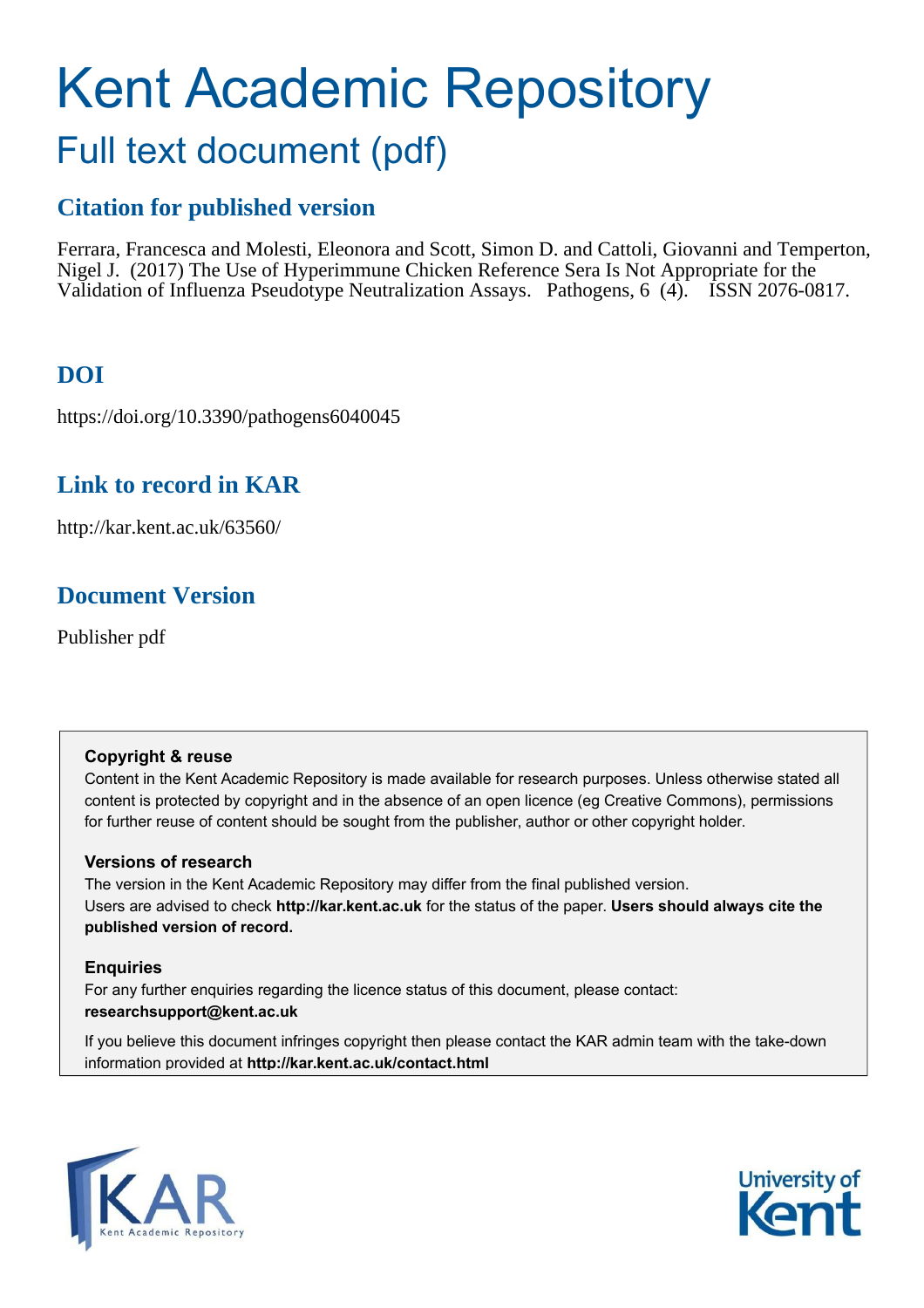# Kent Academic Repository

## Full text document (pdf)

## Citation for published version

Ferrara, Francesca and Molesti, Eleonora and Scott, Simon D. and Cattoli, Giovanni and Temperton, Nigel J. (2017) The Use of Hyperimmune Chicken Reference Sera Is Not Appropriate for the Validation of Influenza Pseudotype Neutralization Assays. Pathogens, 6 (4). ISSN 2076-0817.

## DOI

https://doi.org/10.3390/pathogens6040045

## Link to record in KAR

http://kar.kent.ac.uk/63560/

## Document Version

Publisher pdf

**Copyright & reuse**

Content in the Kent Academic Repository is made available for research purposes. Unless otherwise stated all content is protected by copyright and in the absence of an open licence (eg Creative Commons), permissions for further reuse of content should be sought from the publisher, author or other copyright holder.

**Versions of research**

The version in the Kent Academic Repository may differ from the final published version. Users are advised to check **http://kar.kent.ac.uk** for the status of the paper. **Users should always cite the published version of record.**

**Enquiries**

For any further enquiries regarding the licence status of this document, please contact: **researchsupport@kent.ac.uk**

If you believe this document infringes copyright then please contact the KAR admin team with the take-down information provided at **http://kar.kent.ac.uk/contact.html**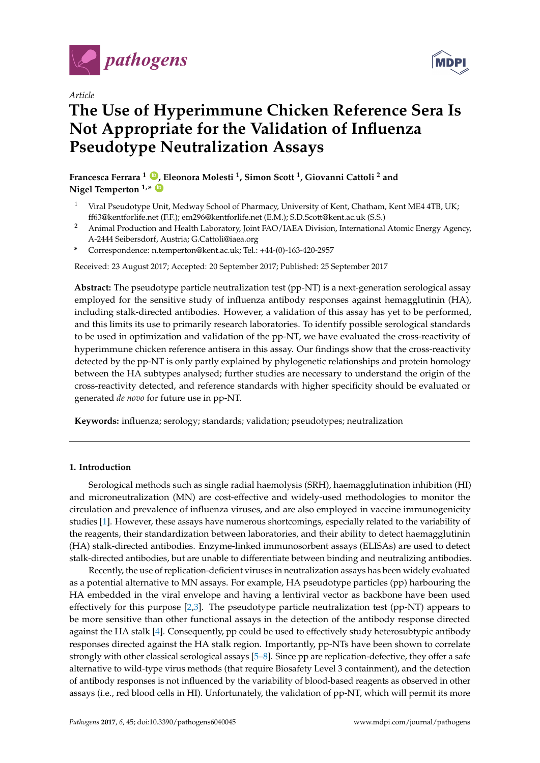Pathogens 2017, 6, 45; doi:10.3390/pathogens6040045 www.mdpi.com/journal/pathogens

*Article*

# The Use of Hyperimmune Chicken Reference Sera Is Not Appropriate for the Validation of Influenza Pseudotype Neutralization Assays

**Francesca Ferrara [1], Eleonora Molesti [1], Simon Scott [1], Giovanni Cattoli [2] and Nigel Temperton [1,*]**

[1] Viral Pseudotype Unit, Medway School of Pharmacy, University of Kent, Chatham, Kent ME4 4TB, UK; ff63@kentforlife.net (F.F.); em296@kentforlife.net (E.M.); S.D.Scott@kent.ac.uk (S.S.)

[2] Animal Production and Health Laboratory, Joint FAO/IAEA Division, International Atomic Energy Agency, A-2444 Seibersdorf, Austria; G.Cattoli@iaea.org

\* Correspondence: n.temperton@kent.ac.uk; Tel.: +44-(0)-163-420-2957

Received: 23 August 2017; Accepted: 20 September 2017; Published: 25 September 2017

**Abstract:** The pseudotype particle neutralization test (pp-NT) is a next-generation serological assay employed for the sensitive study of influenza antibody responses against hemagglutinin (HA), including stalk-directed antibodies. However, a validation of this assay has yet to be performed, and this limits its use to primarily research laboratories. To identify possible serological standards to be used in optimization and validation of the pp-NT, we have evaluated the cross-reactivity of hyperimmune chicken reference antisera in this assay. Our findings show that the cross-reactivity detected by the pp-NT is only partly explained by phylogenetic relationships and protein homology between the HA subtypes analysed; further studies are necessary to understand the origin of the cross-reactivity detected, and reference standards with higher specificity should be evaluated or generated *de novo* for future use in pp-NT.

**Keywords:** influenza; serology; standards; validation; pseudotypes; neutralization

## 1. Introduction

Serological methods such as single radial haemolysis (SRH), haemagglutination inhibition (HI) and microneutralization (MN) are cost-effective and widely-used methodologies to monitor the circulation and prevalence of influenza viruses, and are also employed in vaccine immunogenicity studies [1]. However, these assays have numerous shortcomings, especially related to the variability of the reagents, their standardization between laboratories, and their ability to detect haemagglutinin (HA) stalk-directed antibodies. Enzyme-linked immunosorbent assays (ELISAs) are used to detect stalk-directed antibodies, but are unable to differentiate between binding and neutralizing antibodies.

Recently, the use of replication-deficient viruses in neutralization assays has been widely evaluated as a potential alternative to MN assays. For example, HA pseudotype particles (pp) harbouring the HA embedded in the viral envelope and having a lentiviral vector as backbone have been used effectively for this purpose [2,3]. The pseudotype particle neutralization test (pp-NT) appears to be more sensitive than other functional assays in the detection of the antibody response directed against the HA stalk [4]. Consequently, pp could be used to effectively study heterosubtypic antibody responses directed against the HA stalk region. Importantly, pp-NTs have been shown to correlate strongly with other classical serological assays [5–8]. Since pp are replication-defective, they offer a safe alternative to wild-type virus methods (that require Biosafety Level 3 containment), and the detection of antibody responses is not influenced by the variability of blood-based reagents as observed in other assays (i.e., red blood cells in HI). Unfortunately, the validation of pp-NT, which will permit its more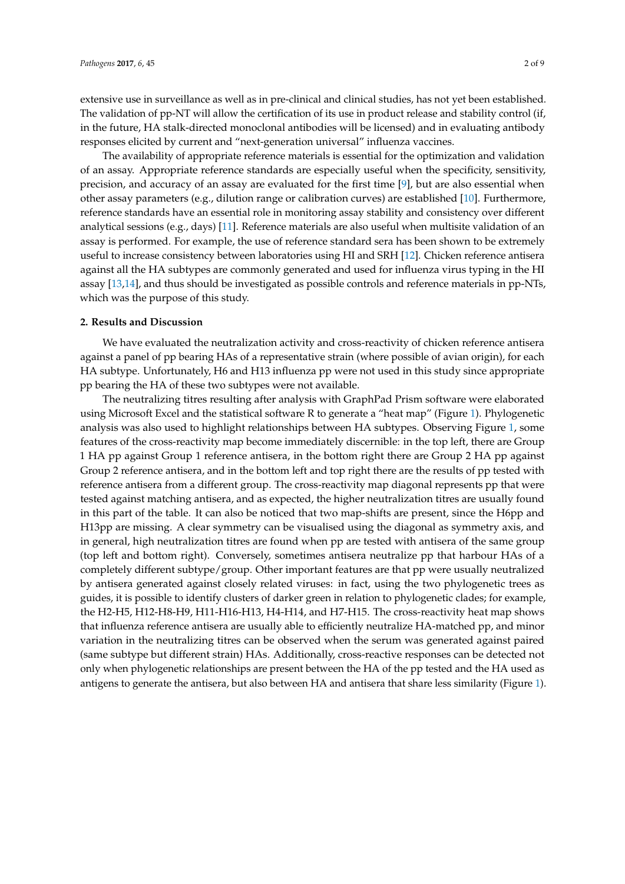extensive use in surveillance as well as in pre-clinical and clinical studies, has not yet been established. The validation of pp-NT will allow the certification of its use in product release and stability control (if, in the future, HA stalk-directed monoclonal antibodies will be licensed) and in evaluating antibody responses elicited by current and "next-generation universal" influenza vaccines.

The availability of appropriate reference materials is essential for the optimization and validation of an assay. Appropriate reference standards are especially useful when the specificity, sensitivity, precision, and accuracy of an assay are evaluated for the first time [9], but are also essential when other assay parameters (e.g., dilution range or calibration curves) are established [10]. Furthermore, reference standards have an essential role in monitoring assay stability and consistency over different analytical sessions (e.g., days) [11]. Reference materials are also useful when multisite validation of an assay is performed. For example, the use of reference standard sera has been shown to be extremely useful to increase consistency between laboratories using HI and SRH [12]. Chicken reference antisera against all the HA subtypes are commonly generated and used for influenza virus typing in the HI assay [13,14], and thus should be investigated as possible controls and reference materials in pp-NTs, which was the purpose of this study.

## 2. Results and Discussion

We have evaluated the neutralization activity and cross-reactivity of chicken reference antisera against a panel of pp bearing HAs of a representative strain (where possible of avian origin), for each HA subtype. Unfortunately, H6 and H13 influenza pp were not used in this study since appropriate pp bearing the HA of these two subtypes were not available.

The neutralizing titres resulting after analysis with GraphPad Prism software were elaborated using Microsoft Excel and the statistical software R to generate a "heat map" (Figure 1). Phylogenetic analysis was also used to highlight relationships between HA subtypes. Observing Figure 1, some features of the cross-reactivity map become immediately discernible: in the top left, there are Group 1 HA pp against Group 1 reference antisera, in the bottom right there are Group 2 HA pp against Group 2 reference antisera, and in the bottom left and top right there are the results of pp tested with reference antisera from a different group. The cross-reactivity map diagonal represents pp that were tested against matching antisera, and as expected, the higher neutralization titres are usually found in this part of the table. It can also be noticed that two map-shifts are present, since the H6pp and H13pp are missing. A clear symmetry can be visualised using the diagonal as symmetry axis, and in general, high neutralization titres are found when pp are tested with antisera of the same group (top left and bottom right). Conversely, sometimes antisera neutralize pp that harbour HAs of a completely different subtype/group. Other important features are that pp were usually neutralized by antisera generated against closely related viruses: in fact, using the two phylogenetic trees as guides, it is possible to identify clusters of darker green in relation to phylogenetic clades; for example, the H2-H5, H12-H8-H9, H11-H16-H13, H4-H14, and H7-H15. The cross-reactivity heat map shows that influenza reference antisera are usually able to efficiently neutralize HA-matched pp, and minor variation in the neutralizing titres can be observed when the serum was generated against paired (same subtype but different strain) HAs. Additionally, cross-reactive responses can be detected not only when phylogenetic relationships are present between the HA of the pp tested and the HA used as antigens to generate the antisera, but also between HA and antisera that share less similarity (Figure 1).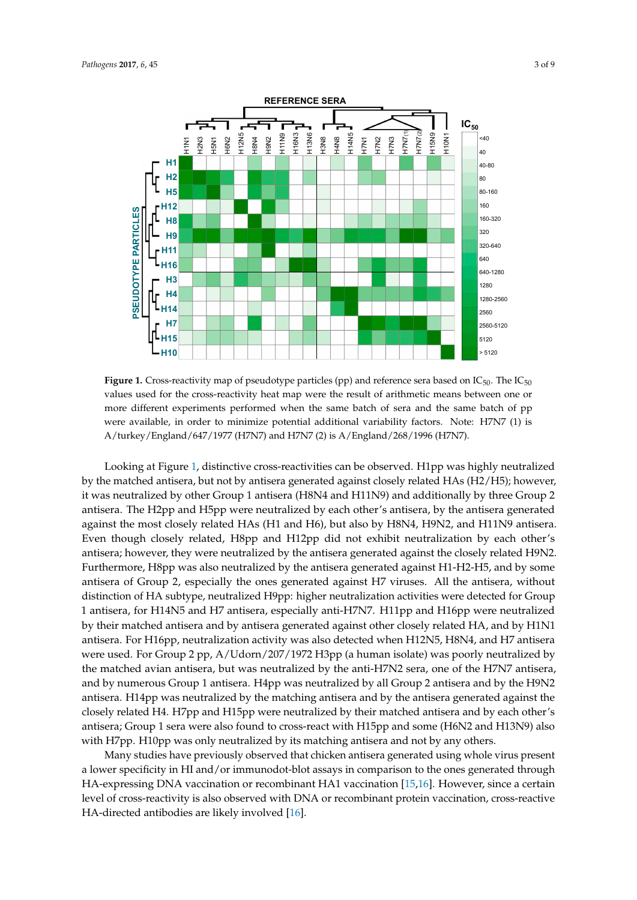**Figure 1.** Cross-reactivity map of pseudotype particles (pp) and reference sera based on $IC_{50}$. The $IC_{50}$ values used for the cross-reactivity heat map were the result of arithmetic means between one or more different experiments performed when the same batch of sera and the same batch of pp were available, in order to minimize potential additional variability factors. Note: H7N7 (1) is A/turkey/England/647/1977 (H7N7) and H7N7 (2) is A/England/268/1996 (H7N7).

Looking at Figure 1, distinctive cross-reactivities can be observed. H1pp was highly neutralized by the matched antisera, but not by antisera generated against closely related HAs (H2/H5); however, it was neutralized by other Group 1 antisera (H8N4 and H11N9) and additionally by three Group 2 antisera. The H2pp and H5pp were neutralized by each other's antisera, by the antisera generated against the most closely related HAs (H1 and H6), but also by H8N4, H9N2, and H11N9 antisera. Even though closely related, H8pp and H12pp did not exhibit neutralization by each other's antisera; however, they were neutralized by the antisera generated against the closely related H9N2. Furthermore, H8pp was also neutralized by the antisera generated against H1-H2-H5, and by some antisera of Group 2, especially the ones generated against H7 viruses. All the antisera, without distinction of HA subtype, neutralized H9pp: higher neutralization activities were detected for Group 1 antisera, for H14N5 and H7 antisera, especially anti-H7N7. H11pp and H16pp were neutralized by their matched antisera and by antisera generated against other closely related HA, and by H1N1 antisera. For H16pp, neutralization activity was also detected when H12N5, H8N4, and H7 antisera were used. For Group 2 pp, A/Udorn/207/1972 H3pp (a human isolate) was poorly neutralized by the matched avian antisera, but was neutralized by the anti-H7N2 sera, one of the H7N7 antisera, and by numerous Group 1 antisera. H4pp was neutralized by all Group 2 antisera and by the H9N2 antisera. H14pp was neutralized by the matching antisera and by the antisera generated against the closely related H4. H7pp and H15pp were neutralized by their matched antisera and by each other's antisera; Group 1 sera were also found to cross-react with H15pp and some (H6N2 and H13N9) also with H7pp. H10pp was only neutralized by its matching antisera and not by any others.

Many studies have previously observed that chicken antisera generated using whole virus present a lower specificity in HI and/or immunodot-blot assays in comparison to the ones generated through HA-expressing DNA vaccination or recombinant HA1 vaccination [15,16]. However, since a certain level of cross-reactivity is also observed with DNA or recombinant protein vaccination, cross-reactive HA-directed antibodies are likely involved [16].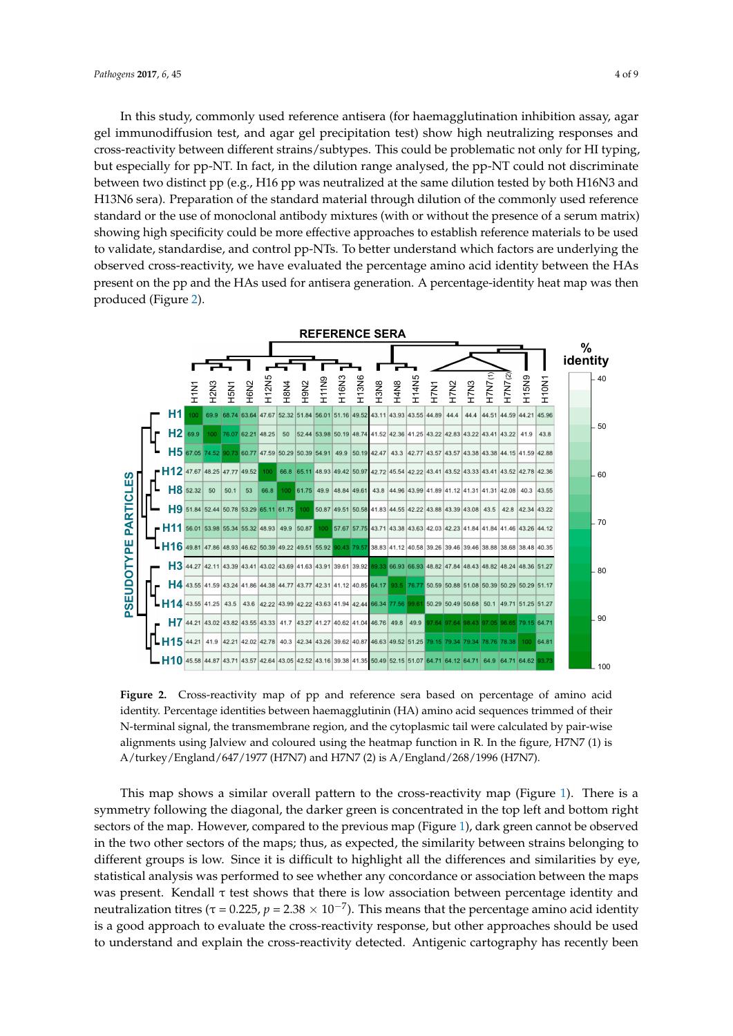In this study, commonly used reference antisera (for haemagglutination inhibition assay, agar gel immunodiffusion test, and agar gel precipitation test) show high neutralizing responses and cross-reactivity between different strains/subtypes. This could be problematic not only for HI typing, but especially for pp-NT. In fact, in the dilution range analysed, the pp-NT could not discriminate between two distinct pp (e.g., H16 pp was neutralized at the same dilution tested by both H16N3 and H13N6 sera). Preparation of the standard material through dilution of the commonly used reference standard or the use of monoclonal antibody mixtures (with or without the presence of a serum matrix) showing high specificity could be more effective approaches to establish reference materials to be used to validate, standardise, and control pp-NTs. To better understand which factors are underlying the observed cross-reactivity, we have evaluated the percentage amino acid identity between the HAs present on the pp and the HAs used for antisera generation. A percentage-identity heat map was then produced (Figure 2).

| PSEUDOTYPE PARTICLES / REFERENCE SERA | H1N1 | H2N3 | H5N1 | H6N2 | H12N5 | H8N4 | H9N2 | H11N9 | H16N3 | H13N6 | H3N8 | H4N8 | H14N5 | H7N1 | H7N2 | H7N3 | H7N7(1) | H7N7(2) | H15N9 | H10N1 |
|---|---|---|---|---|---|---|---|---|---|---|---|---|---|---|---|---|---|---|---|---|
| H1 | 100 | 69.9 | 68.74 | 63.64 | 47.67 | 52.32 | 51.84 | 56.01 | 51.16 | 49.52 | 43.11 | 43.93 | 43.55 | 44.89 | 44.4 | 44.4 | 44.51 | 44.59 | 44.21 | 45.96 |
| H2 | 69.9 | 100 | 76.07 | 62.21 | 48.25 | 50 | 52.44 | 53.98 | 50.19 | 48.74 | 41.52 | 42.36 | 41.25 | 43.22 | 42.83 | 43.22 | 43.41 | 43.22 | 41.9 | 43.8 |
| H5 | 67.05 | 74.52 | 90.73 | 60.77 | 47.59 | 50.29 | 50.39 | 54.91 | 49.9 | 50.19 | 42.47 | 43.3 | 42.77 | 43.57 | 43.57 | 43.38 | 43.38 | 44.15 | 41.59 | 42.88 |
| H12 | 47.67 | 48.25 | 47.77 | 49.52 | 100 | 66.8 | 65.11 | 48.93 | 49.42 | 50.97 | 42.72 | 45.54 | 42.22 | 43.41 | 43.52 | 43.33 | 43.41 | 43.52 | 42.78 | 42.36 |
| H8 | 52.32 | 50 | 50.1 | 53 | 66.8 | 100 | 61.75 | 49.9 | 48.84 | 49.61 | 43.8 | 44.96 | 43.99 | 41.89 | 41.12 | 41.31 | 41.31 | 42.08 | 40.3 | 43.55 |
| H9 | 51.84 | 52.44 | 50.78 | 53.29 | 65.11 | 61.75 | 100 | 50.87 | 49.51 | 50.58 | 41.83 | 44.55 | 42.22 | 43.88 | 43.39 | 43.08 | 43.5 | 42.8 | 42.34 | 43.22 |
| H11 | 56.01 | 53.98 | 55.34 | 55.32 | 48.93 | 49.9 | 50.87 | 100 | 57.67 | 57.75 | 43.71 | 43.38 | 43.63 | 42.03 | 42.23 | 41.84 | 41.84 | 41.46 | 43.26 | 44.12 |
| H16 | 49.81 | 47.86 | 48.93 | 46.62 | 50.39 | 49.22 | 49.51 | 55.92 | 90.43 | 79.57 | 38.83 | 41.12 | 40.58 | 39.26 | 39.46 | 39.46 | 38.88 | 38.68 | 38.48 | 40.35 |
| H3 | 44.27 | 42.11 | 43.39 | 43.41 | 43.02 | 43.69 | 41.63 | 43.91 | 39.61 | 39.92 | 89.33 | 66.93 | 66.93 | 48.82 | 47.84 | 48.43 | 48.82 | 48.24 | 48.36 | 51.27 |
| H4 | 43.55 | 41.59 | 43.24 | 41.86 | 44.38 | 44.77 | 43.77 | 42.31 | 41.12 | 40.85 | 64.17 | 93.5 | 76.77 | 50.59 | 50.88 | 51.08 | 50.39 | 50.29 | 50.29 | 51.17 |
| H14 | 43.55 | 41.25 | 43.5 | 43.6 | 42.22 | 43.99 | 42.22 | 43.63 | 41.94 | 42.44 | 66.34 | 77.56 | 99.61 | 50.29 | 50.49 | 50.68 | 50.1 | 49.71 | 51.25 | 51.27 |
| H7 | 44.21 | 43.02 | 43.82 | 43.55 | 43.33 | 41.7 | 43.27 | 41.27 | 40.62 | 41.04 | 46.76 | 49.8 | 49.9 | 97.64 | 97.64 | 98.43 | 97.05 | 96.65 | 79.15 | 64.71 |
| H15 | 44.21 | 41.9 | 42.21 | 42.02 | 42.78 | 40.3 | 42.34 | 43.26 | 39.62 | 40.87 | 46.63 | 49.52 | 51.25 | 79.15 | 79.34 | 79.34 | 78.76 | 78.38 | 100 | 64.81 |
| H10 | 45.58 | 44.87 | 43.71 | 43.57 | 42.64 | 43.05 | 42.52 | 43.16 | 39.38 | 41.35 | 50.49 | 52.15 | 51.07 | 64.71 | 64.12 | 64.71 | 64.9 | 64.71 | 64.62 | 93.73 |

**Figure 2.** Cross-reactivity map of pp and reference sera based on percentage of amino acid identity. Percentage identities between haemagglutinin (HA) amino acid sequences trimmed of their N-terminal signal, the transmembrane region, and the cytoplasmic tail were calculated by pair-wise alignments using Jalview and coloured using the heatmap function in R. In the figure, H7N7 (1) is A/turkey/England/647/1977 (H7N7) and H7N7 (2) is A/England/268/1996 (H7N7).

This map shows a similar overall pattern to the cross-reactivity map (Figure 1). There is a symmetry following the diagonal, the darker green is concentrated in the top left and bottom right sectors of the map. However, compared to the previous map (Figure 1), dark green cannot be observed in the two other sectors of the maps; thus, as expected, the similarity between strains belonging to different groups is low. Since it is difficult to highlight all the differences and similarities by eye, statistical analysis was performed to see whether any concordance or association between the maps was present. Kendall $\tau$ test shows that there is low association between percentage identity and neutralization titres ($\tau = 0.225$, $p = 2.38 \times 10^{-7}$). This means that the percentage amino acid identity is a good approach to evaluate the cross-reactivity response, but other approaches should be used to understand and explain the cross-reactivity detected. Antigenic cartography has recently been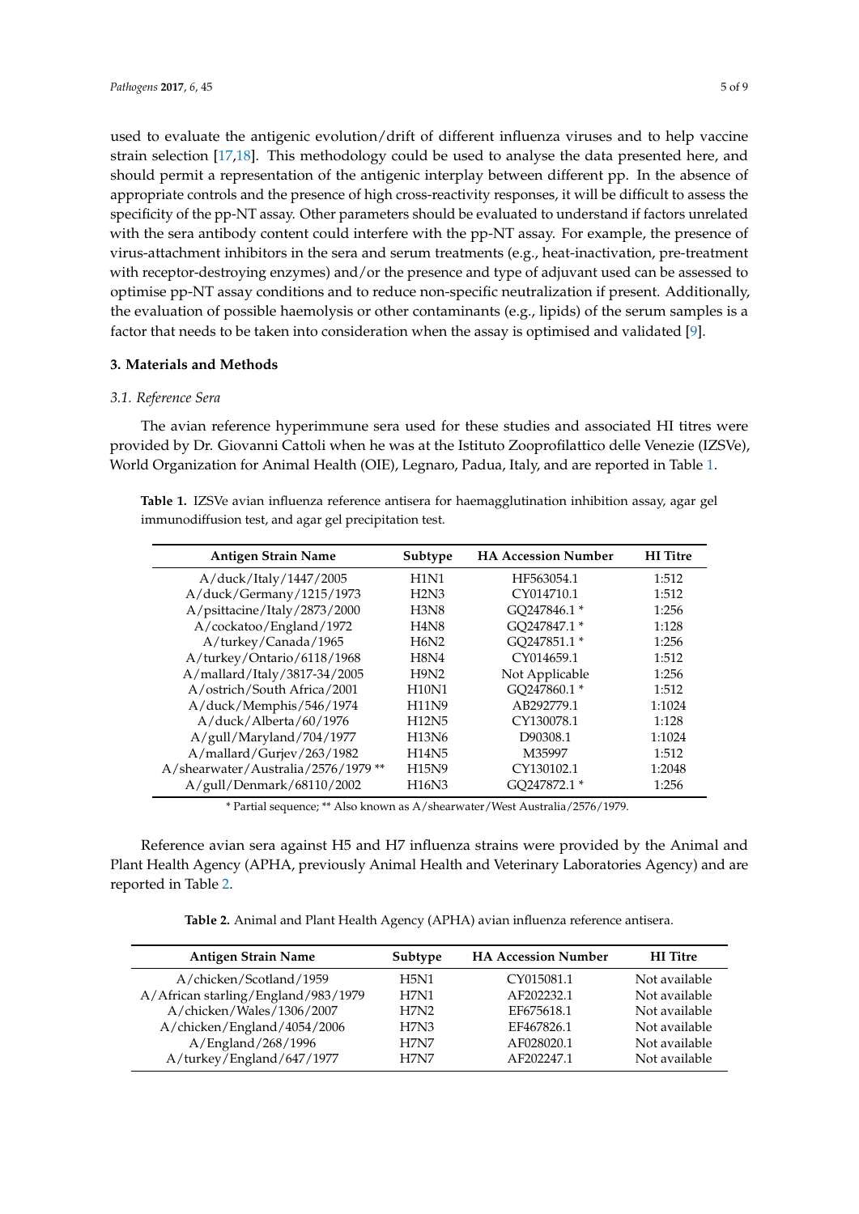used to evaluate the antigenic evolution/drift of different influenza viruses and to help vaccine strain selection [17,18]. This methodology could be used to analyse the data presented here, and should permit a representation of the antigenic interplay between different pp. In the absence of appropriate controls and the presence of high cross-reactivity responses, it will be difficult to assess the specificity of the pp-NT assay. Other parameters should be evaluated to understand if factors unrelated with the sera antibody content could interfere with the pp-NT assay. For example, the presence of virus-attachment inhibitors in the sera and serum treatments (e.g., heat-inactivation, pre-treatment with receptor-destroying enzymes) and/or the presence and type of adjuvant used can be assessed to optimise pp-NT assay conditions and to reduce non-specific neutralization if present. Additionally, the evaluation of possible haemolysis or other contaminants (e.g., lipids) of the serum samples is a factor that needs to be taken into consideration when the assay is optimised and validated [9].

## 3. Materials and Methods

### *3.1. Reference Sera*

The avian reference hyperimmune sera used for these studies and associated HI titres were provided by Dr. Giovanni Cattoli when he was at the Istituto Zooprofilattico delle Venezie (IZSVe), World Organization for Animal Health (OIE), Legnaro, Padua, Italy, and are reported in Table 1.

**Table 1.** IZSVe avian influenza reference antisera for haemagglutination inhibition assay, agar gel immunodiffusion test, and agar gel precipitation test.

| Antigen Strain Name | Subtype | HA Accession Number | HI Titre |
|---|---|---|---|
| A/duck/Italy/1447/2005 | H1N1 | HF563054.1 | 1:512 |
| A/duck/Germany/1215/1973 | H2N3 | CY014710.1 | 1:512 |
| A/psittacine/Italy/2873/2000 | H3N8 | GQ247846.1 * | 1:256 |
| A/cockatoo/England/1972 | H4N8 | GQ247847.1 * | 1:128 |
| A/turkey/Canada/1965 | H6N2 | GQ247851.1 * | 1:256 |
| A/turkey/Ontario/6118/1968 | H8N4 | CY014659.1 | 1:512 |
| A/mallard/Italy/3817-34/2005 | H9N2 | Not Applicable | 1:256 |
| A/ostrich/South Africa/2001 | H10N1 | GQ247860.1 * | 1:512 |
| A/duck/Memphis/546/1974 | H11N9 | AB292779.1 | 1:1024 |
| A/duck/Alberta/60/1976 | H12N5 | CY130078.1 | 1:128 |
| A/gull/Maryland/704/1977 | H13N6 | D90308.1 | 1:1024 |
| A/mallard/Gurjev/263/1982 | H14N5 | M35997 | 1:512 |
| A/shearwater/Australia/2576/1979 ** | H15N9 | CY130102.1 | 1:2048 |
| A/gull/Denmark/68110/2002 | H16N3 | GQ247872.1 * | 1:256 |

\* Partial sequence; ** Also known as A/shearwater/West Australia/2576/1979.

Reference avian sera against H5 and H7 influenza strains were provided by the Animal and Plant Health Agency (APHA, previously Animal Health and Veterinary Laboratories Agency) and are reported in Table 2.

**Table 2.** Animal and Plant Health Agency (APHA) avian influenza reference antisera.

| Antigen Strain Name | Subtype | HA Accession Number | HI Titre |
|---|---|---|---|
| A/chicken/Scotland/1959 | H5N1 | CY015081.1 | Not available |
| A/African starling/England/983/1979 | H7N1 | AF202232.1 | Not available |
| A/chicken/Wales/1306/2007 | H7N2 | EF675618.1 | Not available |
| A/chicken/England/4054/2006 | H7N3 | EF467826.1 | Not available |
| A/England/268/1996 | H7N7 | AF028020.1 | Not available |
| A/turkey/England/647/1977 | H7N7 | AF202247.1 | Not available |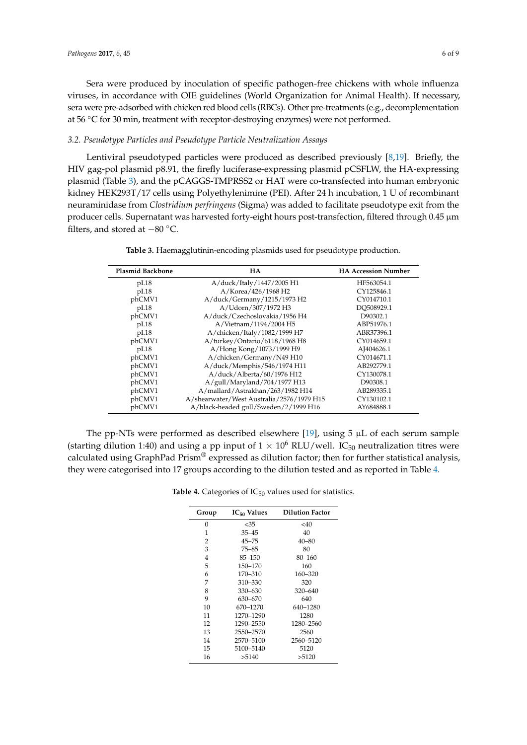Sera were produced by inoculation of specific pathogen-free chickens with whole influenza viruses, in accordance with OIE guidelines (World Organization for Animal Health). If necessary, sera were pre-adsorbed with chicken red blood cells (RBCs). Other pre-treatments (e.g., decomplementation at 56 °C for 30 min, treatment with receptor-destroying enzymes) were not performed.

### 3.2. Pseudotype Particles and Pseudotype Particle Neutralization Assays

Lentiviral pseudotyped particles were produced as described previously [8,19]. Briefly, the HIV gag-pol plasmid p8.91, the firefly luciferase-expressing plasmid pCSFLW, the HA-expressing plasmid (Table 3), and the pCAGGS-TMPRSS2 or HAT were co-transfected into human embryonic kidney HEK293T/17 cells using Polyethylenimine (PEI). After 24 h incubation, 1 U of recombinant neuraminidase from *Clostridium perfringens* (Sigma) was added to facilitate pseudotype exit from the producer cells. Supernatant was harvested forty-eight hours post-transfection, filtered through 0.45 μm filters, and stored at −80 °C.

**Table 3.** Haemagglutinin-encoding plasmids used for pseudotype production.

| Plasmid Backbone | HA | HA Accession Number |
|---|---|---|
| pI.18 | A/duck/Italy/1447/2005 H1 | HF563054.1 |
| pI.18 | A/Korea/426/1968 H2 | CY125846.1 |
| phCMV1 | A/duck/Germany/1215/1973 H2 | CY014710.1 |
| pI.18 | A/Udorn/307/1972 H3 | DQ508929.1 |
| phCMV1 | A/duck/Czechoslovakia/1956 H4 | D90302.1 |
| pI.18 | A/Vietnam/1194/2004 H5 | ABP51976.1 |
| pI.18 | A/chicken/Italy/1082/1999 H7 | ABR37396.1 |
| phCMV1 | A/turkey/Ontario/6118/1968 H8 | CY014659.1 |
| pI.18 | A/Hong Kong/1073/1999 H9 | AJ404626.1 |
| phCMV1 | A/chicken/Germany/N49 H10 | CY014671.1 |
| phCMV1 | A/duck/Memphis/546/1974 H11 | AB292779.1 |
| phCMV1 | A/duck/Alberta/60/1976 H12 | CY130078.1 |
| phCMV1 | A/gull/Maryland/704/1977 H13 | D90308.1 |
| phCMV1 | A/mallard/Astrakhan/263/1982 H14 | AB289335.1 |
| phCMV1 | A/shearwater/West Australia/2576/1979 H15 | CY130102.1 |
| phCMV1 | A/black-headed gull/Sweden/2/1999 H16 | AY684888.1 |

The pp-NTs were performed as described elsewhere [19], using 5 μL of each serum sample (starting dilution 1:40) and using a pp input of $1 \times 10^6$ RLU/well. $IC_{50}$ neutralization titres were calculated using GraphPad Prism® expressed as dilution factor; then for further statistical analysis, they were categorised into 17 groups according to the dilution tested and as reported in Table 4.

**Table 4.** Categories of $IC_{50}$ values used for statistics.

| Group | $IC_{50}$ Values | Dilution Factor |
|---|---|---|
| 0 | <35 | <40 |
| 1 | 35–45 | 40 |
| 2 | 45–75 | 40–80 |
| 3 | 75–85 | 80 |
| 4 | 85–150 | 80–160 |
| 5 | 150–170 | 160 |
| 6 | 170–310 | 160–320 |
| 7 | 310–330 | 320 |
| 8 | 330–630 | 320–640 |
| 9 | 630–670 | 640 |
| 10 | 670–1270 | 640–1280 |
| 11 | 1270–1290 | 1280 |
| 12 | 1290–2550 | 1280–2560 |
| 13 | 2550–2570 | 2560 |
| 14 | 2570–5100 | 2560–5120 |
| 15 | 5100–5140 | 5120 |
| 16 | >5140 | >5120 |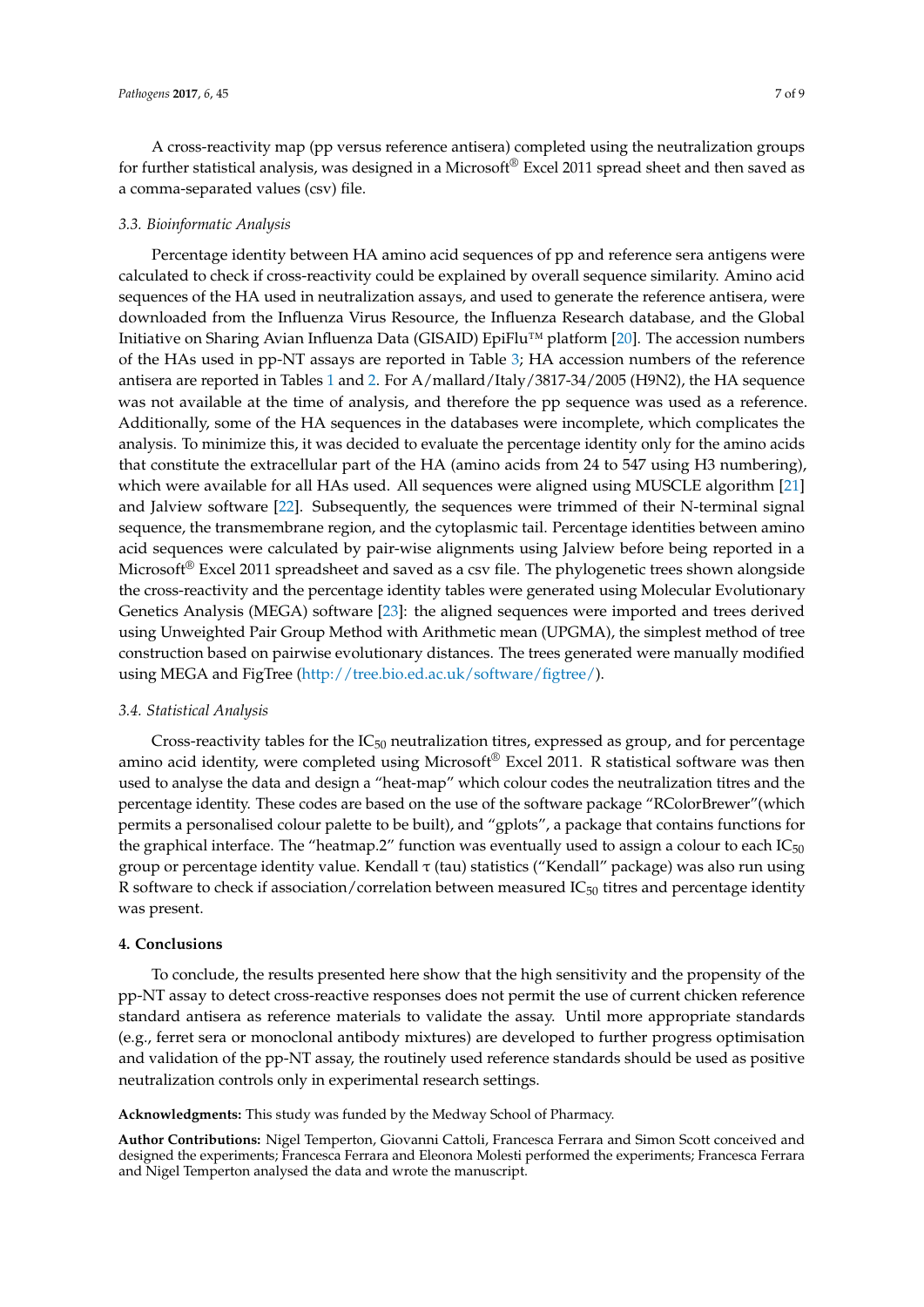A cross-reactivity map (pp versus reference antisera) completed using the neutralization groups for further statistical analysis, was designed in a Microsoft® Excel 2011 spread sheet and then saved as a comma-separated values (csv) file.

### 3.3. Bioinformatic Analysis

Percentage identity between HA amino acid sequences of pp and reference sera antigens were calculated to check if cross-reactivity could be explained by overall sequence similarity. Amino acid sequences of the HA used in neutralization assays, and used to generate the reference antisera, were downloaded from the Influenza Virus Resource, the Influenza Research database, and the Global Initiative on Sharing Avian Influenza Data (GISAID) EpiFlu™ platform [20]. The accession numbers of the HAs used in pp-NT assays are reported in Table 3; HA accession numbers of the reference antisera are reported in Tables 1 and 2. For A/mallard/Italy/3817-34/2005 (H9N2), the HA sequence was not available at the time of analysis, and therefore the pp sequence was used as a reference. Additionally, some of the HA sequences in the databases were incomplete, which complicates the analysis. To minimize this, it was decided to evaluate the percentage identity only for the amino acids that constitute the extracellular part of the HA (amino acids from 24 to 547 using H3 numbering), which were available for all HAs used. All sequences were aligned using MUSCLE algorithm [21] and Jalview software [22]. Subsequently, the sequences were trimmed of their N-terminal signal sequence, the transmembrane region, and the cytoplasmic tail. Percentage identities between amino acid sequences were calculated by pair-wise alignments using Jalview before being reported in a Microsoft® Excel 2011 spreadsheet and saved as a csv file. The phylogenetic trees shown alongside the cross-reactivity and the percentage identity tables were generated using Molecular Evolutionary Genetics Analysis (MEGA) software [23]: the aligned sequences were imported and trees derived using Unweighted Pair Group Method with Arithmetic mean (UPGMA), the simplest method of tree construction based on pairwise evolutionary distances. The trees generated were manually modified using MEGA and FigTree (http://tree.bio.ed.ac.uk/software/figtree/).

### 3.4. Statistical Analysis

Cross-reactivity tables for the $IC_{50}$ neutralization titres, expressed as group, and for percentage amino acid identity, were completed using Microsoft® Excel 2011. R statistical software was then used to analyse the data and design a "heat-map" which colour codes the neutralization titres and the percentage identity. These codes are based on the use of the software package "RColorBrewer"(which permits a personalised colour palette to be built), and "gplots", a package that contains functions for the graphical interface. The "heatmap.2" function was eventually used to assign a colour to each $IC_{50}$ group or percentage identity value. Kendall $\tau$ (tau) statistics ("Kendall" package) was also run using R software to check if association/correlation between measured $IC_{50}$ titres and percentage identity was present.

## 4. Conclusions

To conclude, the results presented here show that the high sensitivity and the propensity of the pp-NT assay to detect cross-reactive responses does not permit the use of current chicken reference standard antisera as reference materials to validate the assay. Until more appropriate standards (e.g., ferret sera or monoclonal antibody mixtures) are developed to further progress optimisation and validation of the pp-NT assay, the routinely used reference standards should be used as positive neutralization controls only in experimental research settings.

**Acknowledgments:** This study was funded by the Medway School of Pharmacy.

**Author Contributions:** Nigel Temperton, Giovanni Cattoli, Francesca Ferrara and Simon Scott conceived and designed the experiments; Francesca Ferrara and Eleonora Molesti performed the experiments; Francesca Ferrara and Nigel Temperton analysed the data and wrote the manuscript.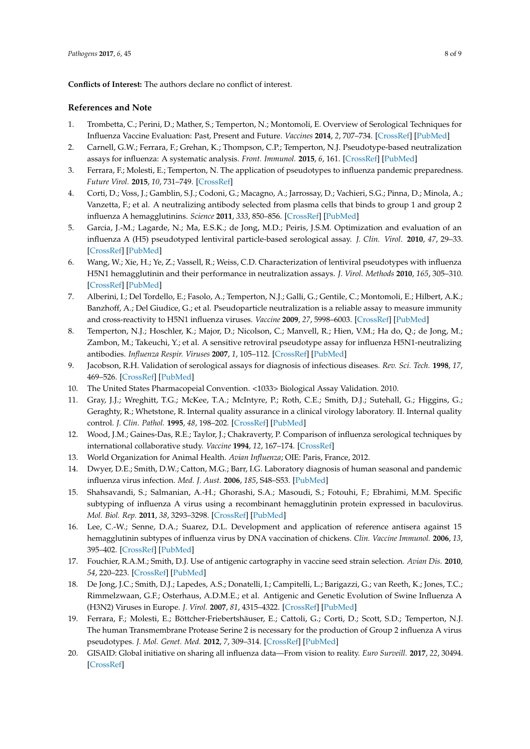**Conflicts of Interest:** The authors declare no conflict of interest.

## References and Note

1. Trombetta, C.; Perini, D.; Mather, S.; Temperton, N.; Montomoli, E. Overview of Serological Techniques for Influenza Vaccine Evaluation: Past, Present and Future. *Vaccines* **2014**, *2*, 707–734. [CrossRef] [PubMed]
2. Carnell, G.W.; Ferrara, F.; Grehan, K.; Thompson, C.P.; Temperton, N.J. Pseudotype-based neutralization assays for influenza: A systematic analysis. *Front. Immunol.* **2015**, *6*, 161. [CrossRef] [PubMed]
3. Ferrara, F.; Molesti, E.; Temperton, N. The application of pseudotypes to influenza pandemic preparedness. *Future Virol.* **2015**, *10*, 731–749. [CrossRef]
4. Corti, D.; Voss, J.; Gamblin, S.J.; Codoni, G.; Macagno, A.; Jarrossay, D.; Vachieri, S.G.; Pinna, D.; Minola, A.; Vanzetta, F.; et al. A neutralizing antibody selected from plasma cells that binds to group 1 and group 2 influenza A hemagglutinins. *Science* **2011**, *333*, 850–856. [CrossRef] [PubMed]
5. Garcia, J.-M.; Lagarde, N.; Ma, E.S.K.; de Jong, M.D.; Peiris, J.S.M. Optimization and evaluation of an influenza A (H5) pseudotyped lentiviral particle-based serological assay. *J. Clin. Virol.* **2010**, *47*, 29–33. [CrossRef] [PubMed]
6. Wang, W.; Xie, H.; Ye, Z.; Vassell, R.; Weiss, C.D. Characterization of lentiviral pseudotypes with influenza H5N1 hemagglutinin and their performance in neutralization assays. *J. Virol. Methods* **2010**, *165*, 305–310. [CrossRef] [PubMed]
7. Alberini, I.; Del Tordello, E.; Fasolo, A.; Temperton, N.J.; Galli, G.; Gentile, C.; Montomoli, E.; Hilbert, A.K.; Banzhoff, A.; Del Giudice, G.; et al. Pseudoparticle neutralization is a reliable assay to measure immunity and cross-reactivity to H5N1 influenza viruses. *Vaccine* **2009**, *27*, 5998–6003. [CrossRef] [PubMed]
8. Temperton, N.J.; Hoschler, K.; Major, D.; Nicolson, C.; Manvell, R.; Hien, V.M.; Ha do, Q.; de Jong, M.; Zambon, M.; Takeuchi, Y.; et al. A sensitive retroviral pseudotype assay for influenza H5N1-neutralizing antibodies. *Influenza Respir. Viruses* **2007**, *1*, 105–112. [CrossRef] [PubMed]
9. Jacobson, R.H. Validation of serological assays for diagnosis of infectious diseases. *Rev. Sci. Tech.* **1998**, *17*, 469–526. [CrossRef] [PubMed]
10. The United States Pharmacopeial Convention. <1033> Biological Assay Validation. 2010.
11. Gray, J.J.; Wreghitt, T.G.; McKee, T.A.; McIntyre, P.; Roth, C.E.; Smith, D.J.; Sutehall, G.; Higgins, G.; Geraghty, R.; Whetstone, R. Internal quality assurance in a clinical virology laboratory. II. Internal quality control. *J. Clin. Pathol.* **1995**, *48*, 198–202. [CrossRef] [PubMed]
12. Wood, J.M.; Gaines-Das, R.E.; Taylor, J.; Chakraverty, P. Comparison of influenza serological techniques by international collaborative study. *Vaccine* **1994**, *12*, 167–174. [CrossRef]
13. World Organization for Animal Health. *Avian Influenza*; OIE: Paris, France, 2012.
14. Dwyer, D.E.; Smith, D.W.; Catton, M.G.; Barr, I.G. Laboratory diagnosis of human seasonal and pandemic influenza virus infection. *Med. J. Aust.* **2006**, *185*, S48–S53. [PubMed]
15. Shahsavandi, S.; Salmanian, A.-H.; Ghorashi, S.A.; Masoudi, S.; Fotouhi, F.; Ebrahimi, M.M. Specific subtyping of influenza A virus using a recombinant hemagglutinin protein expressed in baculovirus. *Mol. Biol. Rep.* **2011**, *38*, 3293–3298. [CrossRef] [PubMed]
16. Lee, C.-W.; Senne, D.A.; Suarez, D.L. Development and application of reference antisera against 15 hemagglutinin subtypes of influenza virus by DNA vaccination of chickens. *Clin. Vaccine Immunol.* **2006**, *13*, 395–402. [CrossRef] [PubMed]
17. Fouchier, R.A.M.; Smith, D.J. Use of antigenic cartography in vaccine seed strain selection. *Avian Dis.* **2010**, *54*, 220–223. [CrossRef] [PubMed]
18. De Jong, J.C.; Smith, D.J.; Lapedes, A.S.; Donatelli, I.; Campitelli, L.; Barigazzi, G.; van Reeth, K.; Jones, T.C.; Rimmelzwaan, G.F.; Osterhaus, A.D.M.E.; et al. Antigenic and Genetic Evolution of Swine Influenza A (H3N2) Viruses in Europe. *J. Virol.* **2007**, *81*, 4315–4322. [CrossRef] [PubMed]
19. Ferrara, F.; Molesti, E.; Böttcher-Friebertshäuser, E.; Cattoli, G.; Corti, D.; Scott, S.D.; Temperton, N.J. The human Transmembrane Protease Serine 2 is necessary for the production of Group 2 influenza A virus pseudotypes. *J. Mol. Genet. Med.* **2012**, *7*, 309–314. [CrossRef] [PubMed]
20. GISAID: Global initiative on sharing all influenza data—From vision to reality. *Euro Surveill.* **2017**, *22*, 30494. [CrossRef]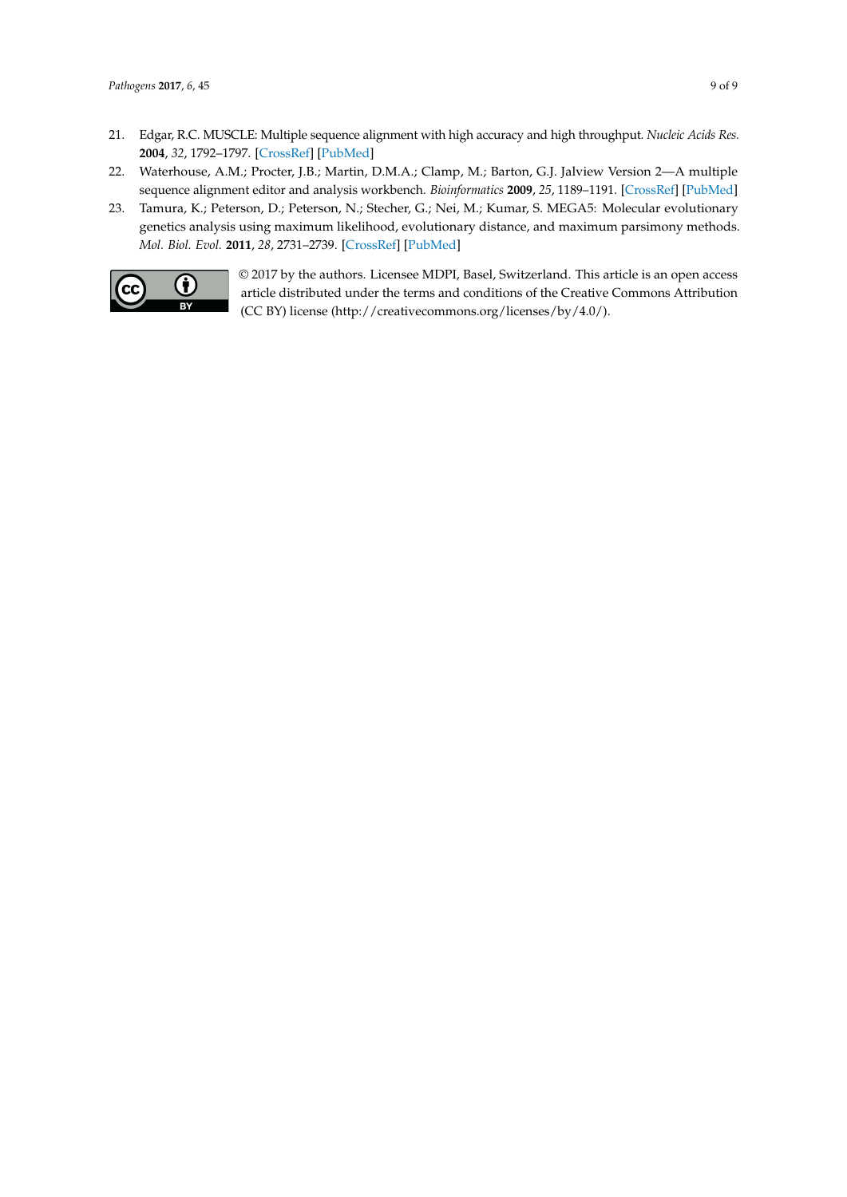21. Edgar, R.C. MUSCLE: Multiple sequence alignment with high accuracy and high throughput. *Nucleic Acids Res.* **2004**, *32*, 1792–1797. [CrossRef] [PubMed]
22. Waterhouse, A.M.; Procter, J.B.; Martin, D.M.A.; Clamp, M.; Barton, G.J. Jalview Version 2—A multiple sequence alignment editor and analysis workbench. *Bioinformatics* **2009**, *25*, 1189–1191. [CrossRef] [PubMed]
23. Tamura, K.; Peterson, D.; Peterson, N.; Stecher, G.; Nei, M.; Kumar, S. MEGA5: Molecular evolutionary genetics analysis using maximum likelihood, evolutionary distance, and maximum parsimony methods. *Mol. Biol. Evol.* **2011**, *28*, 2731–2739. [CrossRef] [PubMed]

© 2017 by the authors. Licensee MDPI, Basel, Switzerland. This article is an open access article distributed under the terms and conditions of the Creative Commons Attribution (CC BY) license (http://creativecommons.org/licenses/by/4.0/).